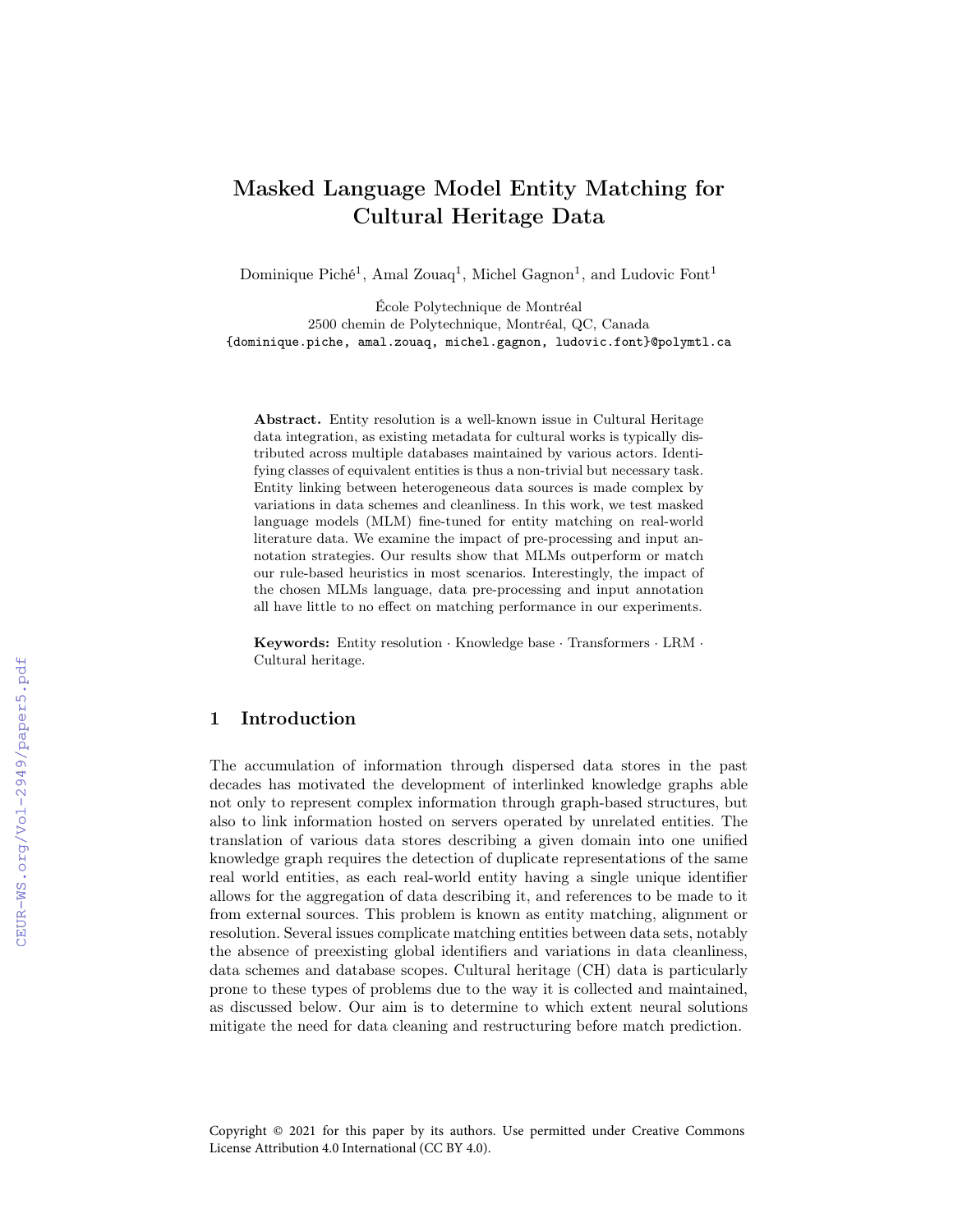# Masked Language Model Entity Matching for Cultural Heritage Data

Dominique Piché[1], Amal Zouaq[1], Michel Gagnon[1], and Ludovic Font[1]

École Polytechnique de Montréal
2500 chemin de Polytechnique, Montréal, QC, Canada
{dominique.piche, amal.zouaq, michel.gagnon, ludovic.font}@polymtl.ca

**Abstract.** Entity resolution is a well-known issue in Cultural Heritage data integration, as existing metadata for cultural works is typically distributed across multiple databases maintained by various actors. Identifying classes of equivalent entities is thus a non-trivial but necessary task. Entity linking between heterogeneous data sources is made complex by variations in data schemes and cleanliness. In this work, we test masked language models (MLM) fine-tuned for entity matching on real-world literature data. We examine the impact of pre-processing and input annotation strategies. Our results show that MLMs outperform or match our rule-based heuristics in most scenarios. Interestingly, the impact of the chosen MLMs language, data pre-processing and input annotation all have little to no effect on matching performance in our experiments.

**Keywords:** Entity resolution · Knowledge base · Transformers · LRM · Cultural heritage.

## 1 Introduction

The accumulation of information through dispersed data stores in the past decades has motivated the development of interlinked knowledge graphs able not only to represent complex information through graph-based structures, but also to link information hosted on servers operated by unrelated entities. The translation of various data stores describing a given domain into one unified knowledge graph requires the detection of duplicate representations of the same real world entities, as each real-world entity having a single unique identifier allows for the aggregation of data describing it, and references to be made to it from external sources. This problem is known as entity matching, alignment or resolution. Several issues complicate matching entities between data sets, notably the absence of preexisting global identifiers and variations in data cleanliness, data schemes and database scopes. Cultural heritage (CH) data is particularly prone to these types of problems due to the way it is collected and maintained, as discussed below. Our aim is to determine to which extent neural solutions mitigate the need for data cleaning and restructuring before match prediction.

Copyright © 2021 for this paper by its authors. Use permitted under Creative Commons License Attribution 4.0 International (CC BY 4.0).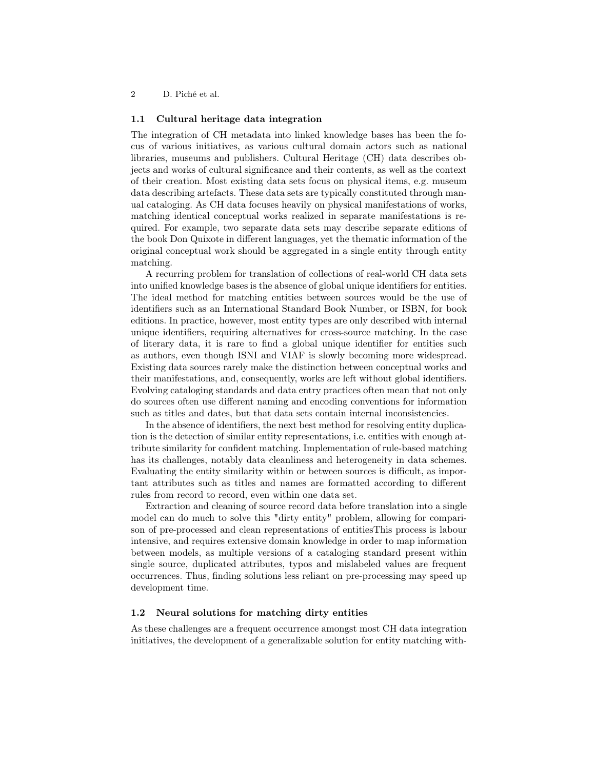### 1.1 Cultural heritage data integration

The integration of CH metadata into linked knowledge bases has been the focus of various initiatives, as various cultural domain actors such as national libraries, museums and publishers. Cultural Heritage (CH) data describes objects and works of cultural significance and their contents, as well as the context of their creation. Most existing data sets focus on physical items, e.g. museum data describing artefacts. These data sets are typically constituted through manual cataloging. As CH data focuses heavily on physical manifestations of works, matching identical conceptual works realized in separate manifestations is required. For example, two separate data sets may describe separate editions of the book Don Quixote in different languages, yet the thematic information of the original conceptual work should be aggregated in a single entity through entity matching.

A recurring problem for translation of collections of real-world CH data sets into unified knowledge bases is the absence of global unique identifiers for entities. The ideal method for matching entities between sources would be the use of identifiers such as an International Standard Book Number, or ISBN, for book editions. In practice, however, most entity types are only described with internal unique identifiers, requiring alternatives for cross-source matching. In the case of literary data, it is rare to find a global unique identifier for entities such as authors, even though ISNI and VIAF is slowly becoming more widespread. Existing data sources rarely make the distinction between conceptual works and their manifestations, and, consequently, works are left without global identifiers. Evolving cataloging standards and data entry practices often mean that not only do sources often use different naming and encoding conventions for information such as titles and dates, but that data sets contain internal inconsistencies.

In the absence of identifiers, the next best method for resolving entity duplication is the detection of similar entity representations, i.e. entities with enough attribute similarity for confident matching. Implementation of rule-based matching has its challenges, notably data cleanliness and heterogeneity in data schemes. Evaluating the entity similarity within or between sources is difficult, as important attributes such as titles and names are formatted according to different rules from record to record, even within one data set.

Extraction and cleaning of source record data before translation into a single model can do much to solve this "dirty entity" problem, allowing for comparison of pre-processed and clean representations of entitiesThis process is labour intensive, and requires extensive domain knowledge in order to map information between models, as multiple versions of a cataloging standard present within single source, duplicated attributes, typos and mislabeled values are frequent occurrences. Thus, finding solutions less reliant on pre-processing may speed up development time.

### 1.2 Neural solutions for matching dirty entities

As these challenges are a frequent occurrence amongst most CH data integration initiatives, the development of a generalizable solution for entity matching with-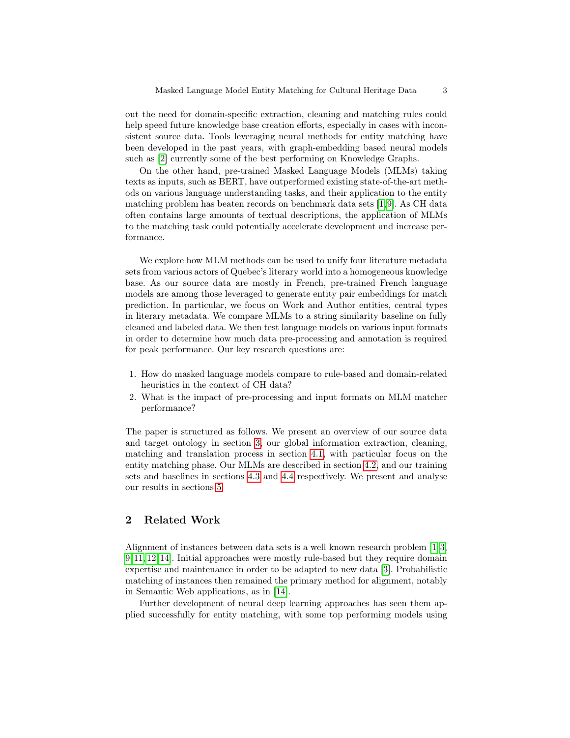out the need for domain-specific extraction, cleaning and matching rules could help speed future knowledge base creation efforts, especially in cases with inconsistent source data. Tools leveraging neural methods for entity matching have been developed in the past years, with graph-embedding based neural models such as [2] currently some of the best performing on Knowledge Graphs.

On the other hand, pre-trained Masked Language Models (MLMs) taking texts as inputs, such as BERT, have outperformed existing state-of-the-art methods on various language understanding tasks, and their application to the entity matching problem has beaten records on benchmark data sets [1,9]. As CH data often contains large amounts of textual descriptions, the application of MLMs to the matching task could potentially accelerate development and increase performance.

We explore how MLM methods can be used to unify four literature metadata sets from various actors of Quebec's literary world into a homogeneous knowledge base. As our source data are mostly in French, pre-trained French language models are among those leveraged to generate entity pair embeddings for match prediction. In particular, we focus on Work and Author entities, central types in literary metadata. We compare MLMs to a string similarity baseline on fully cleaned and labeled data. We then test language models on various input formats in order to determine how much data pre-processing and annotation is required for peak performance. Our key research questions are:

1. How do masked language models compare to rule-based and domain-related heuristics in the context of CH data?
2. What is the impact of pre-processing and input formats on MLM matcher performance?

The paper is structured as follows. We present an overview of our source data and target ontology in section 3, our global information extraction, cleaning, matching and translation process in section 4.1, with particular focus on the entity matching phase. Our MLMs are described in section 4.2, and our training sets and baselines in sections 4.3 and 4.4 respectively. We present and analyse our results in sections 5.

## 2 Related Work

Alignment of instances between data sets is a well known research problem [1,3,9,11,12,14]. Initial approaches were mostly rule-based but they require domain expertise and maintenance in order to be adapted to new data [3]. Probabilistic matching of instances then remained the primary method for alignment, notably in Semantic Web applications, as in [14].

Further development of neural deep learning approaches has seen them applied successfully for entity matching, with some top performing models using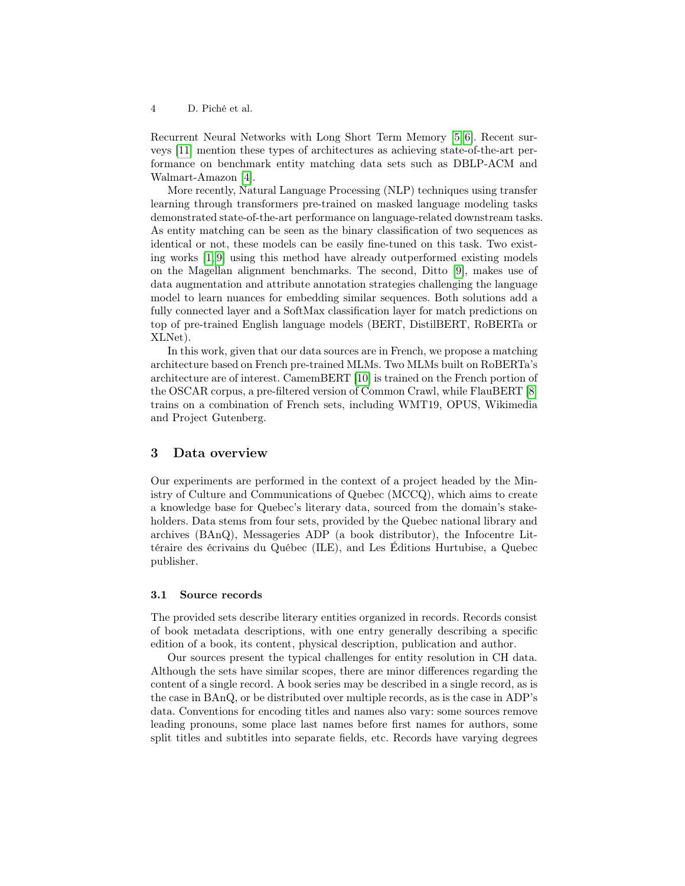Recurrent Neural Networks with Long Short Term Memory [5,6]. Recent surveys [11] mention these types of architectures as achieving state-of-the-art performance on benchmark entity matching data sets such as DBLP-ACM and Walmart-Amazon [4].

More recently, Natural Language Processing (NLP) techniques using transfer learning through transformers pre-trained on masked language modeling tasks demonstrated state-of-the-art performance on language-related downstream tasks. As entity matching can be seen as the binary classification of two sequences as identical or not, these models can be easily fine-tuned on this task. Two existing works [1,9] using this method have already outperformed existing models on the Magellan alignment benchmarks. The second, Ditto [9], makes use of data augmentation and attribute annotation strategies challenging the language model to learn nuances for embedding similar sequences. Both solutions add a fully connected layer and a SoftMax classification layer for match predictions on top of pre-trained English language models (BERT, DistilBERT, RoBERTa or XLNet).

In this work, given that our data sources are in French, we propose a matching architecture based on French pre-trained MLMs. Two MLMs built on RoBERTa's architecture are of interest. CamemBERT [10] is trained on the French portion of the OSCAR corpus, a pre-filtered version of Common Crawl, while FlauBERT [8] trains on a combination of French sets, including WMT19, OPUS, Wikimedia and Project Gutenberg.

## 3 Data overview

Our experiments are performed in the context of a project headed by the Ministry of Culture and Communications of Quebec (MCCQ), which aims to create a knowledge base for Quebec's literary data, sourced from the domain's stakeholders. Data stems from four sets, provided by the Quebec national library and archives (BAnQ), Messageries ADP (a book distributor), the Infocentre Littéraire des écrivains du Québec (ILE), and Les Éditions Hurtubise, a Quebec publisher.

### 3.1 Source records

The provided sets describe literary entities organized in records. Records consist of book metadata descriptions, with one entry generally describing a specific edition of a book, its content, physical description, publication and author.

Our sources present the typical challenges for entity resolution in CH data. Although the sets have similar scopes, there are minor differences regarding the content of a single record. A book series may be described in a single record, as is the case in BAnQ, or be distributed over multiple records, as is the case in ADP's data. Conventions for encoding titles and names also vary: some sources remove leading pronouns, some place last names before first names for authors, some split titles and subtitles into separate fields, etc. Records have varying degrees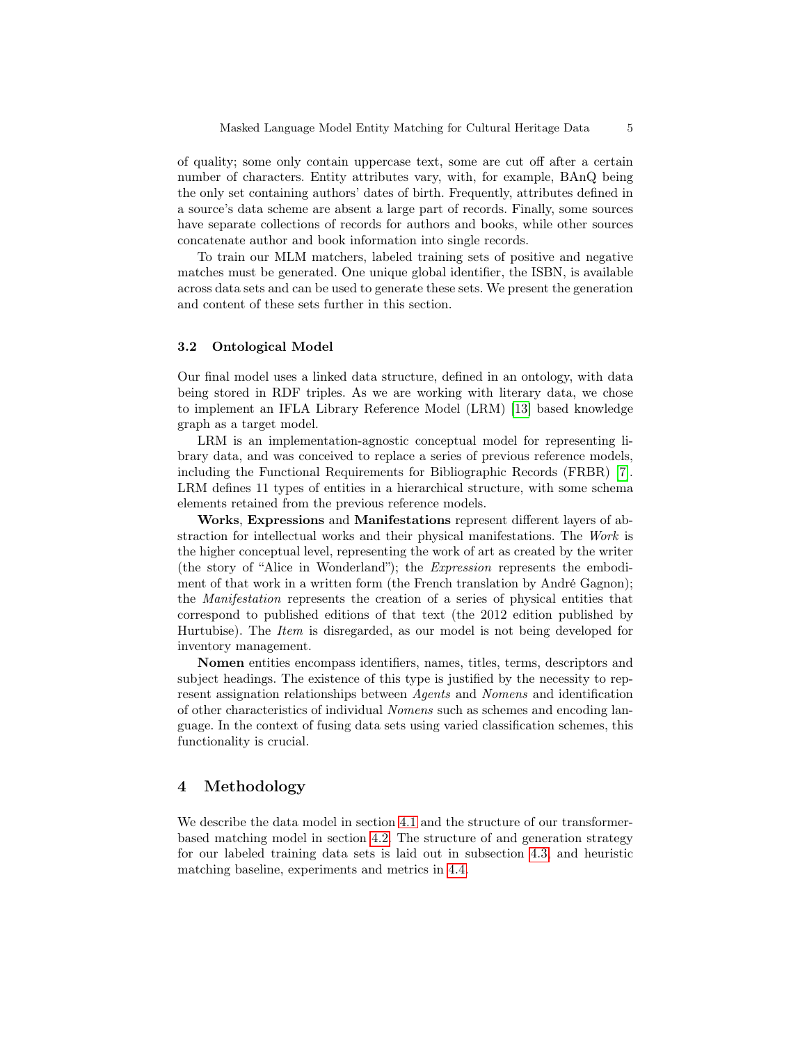of quality; some only contain uppercase text, some are cut off after a certain number of characters. Entity attributes vary, with, for example, BAnQ being the only set containing authors' dates of birth. Frequently, attributes defined in a source's data scheme are absent a large part of records. Finally, some sources have separate collections of records for authors and books, while other sources concatenate author and book information into single records.

To train our MLM matchers, labeled training sets of positive and negative matches must be generated. One unique global identifier, the ISBN, is available across data sets and can be used to generate these sets. We present the generation and content of these sets further in this section.

### 3.2 Ontological Model

Our final model uses a linked data structure, defined in an ontology, with data being stored in RDF triples. As we are working with literary data, we chose to implement an IFLA Library Reference Model (LRM) [13] based knowledge graph as a target model.

LRM is an implementation-agnostic conceptual model for representing library data, and was conceived to replace a series of previous reference models, including the Functional Requirements for Bibliographic Records (FRBR) [7]. LRM defines 11 types of entities in a hierarchical structure, with some schema elements retained from the previous reference models.

**Works**, **Expressions** and **Manifestations** represent different layers of abstraction for intellectual works and their physical manifestations. The *Work* is the higher conceptual level, representing the work of art as created by the writer (the story of "Alice in Wonderland"); the *Expression* represents the embodiment of that work in a written form (the French translation by André Gagnon); the *Manifestation* represents the creation of a series of physical entities that correspond to published editions of that text (the 2012 edition published by Hurtubise). The *Item* is disregarded, as our model is not being developed for inventory management.

**Nomen** entities encompass identifiers, names, titles, terms, descriptors and subject headings. The existence of this type is justified by the necessity to represent assignation relationships between *Agents* and *Nomens* and identification of other characteristics of individual *Nomens* such as schemes and encoding language. In the context of fusing data sets using varied classification schemes, this functionality is crucial.

## 4 Methodology

We describe the data model in section 4.1 and the structure of our transformer-based matching model in section 4.2. The structure of and generation strategy for our labeled training data sets is laid out in subsection 4.3, and heuristic matching baseline, experiments and metrics in 4.4.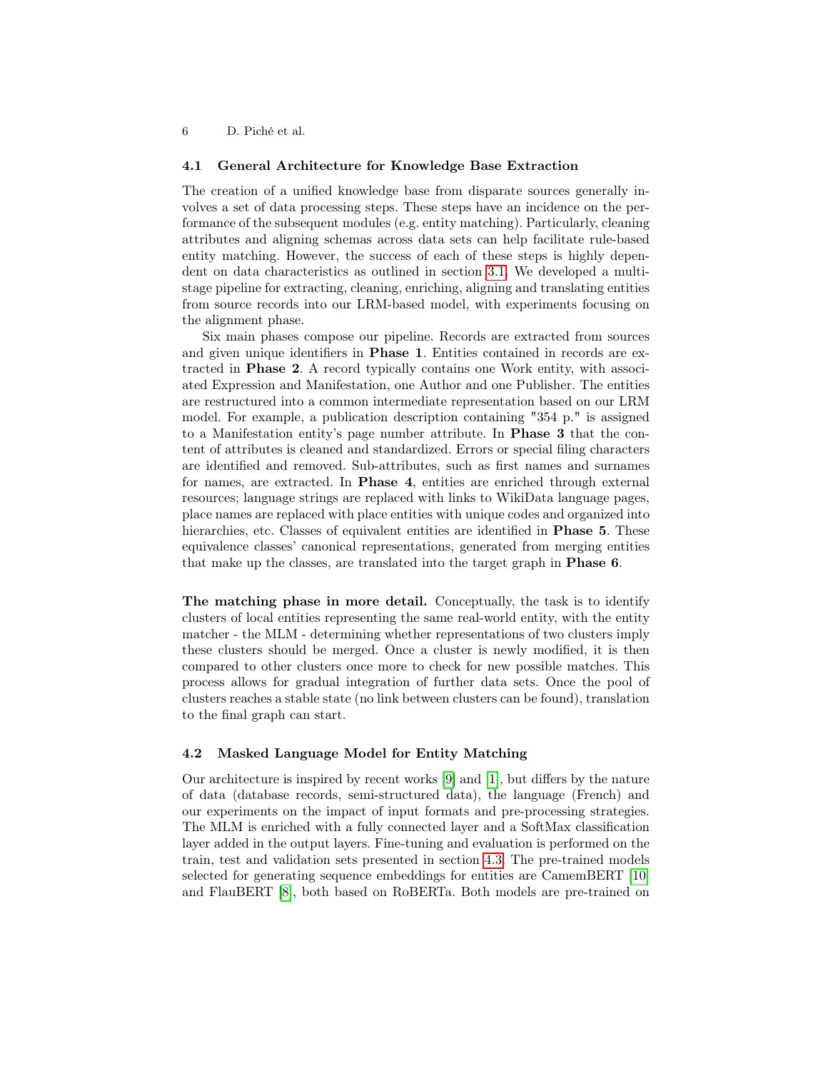### 4.1 General Architecture for Knowledge Base Extraction

The creation of a unified knowledge base from disparate sources generally involves a set of data processing steps. These steps have an incidence on the performance of the subsequent modules (e.g. entity matching). Particularly, cleaning attributes and aligning schemas across data sets can help facilitate rule-based entity matching. However, the success of each of these steps is highly dependent on data characteristics as outlined in section 3.1. We developed a multi-stage pipeline for extracting, cleaning, enriching, aligning and translating entities from source records into our LRM-based model, with experiments focusing on the alignment phase.

Six main phases compose our pipeline. Records are extracted from sources and given unique identifiers in **Phase 1**. Entities contained in records are extracted in **Phase 2**. A record typically contains one Work entity, with associated Expression and Manifestation, one Author and one Publisher. The entities are restructured into a common intermediate representation based on our LRM model. For example, a publication description containing "354 p." is assigned to a Manifestation entity's page number attribute. In **Phase 3** that the content of attributes is cleaned and standardized. Errors or special filing characters are identified and removed. Sub-attributes, such as first names and surnames for names, are extracted. In **Phase 4**, entities are enriched through external resources; language strings are replaced with links to WikiData language pages, place names are replaced with place entities with unique codes and organized into hierarchies, etc. Classes of equivalent entities are identified in **Phase 5**. These equivalence classes' canonical representations, generated from merging entities that make up the classes, are translated into the target graph in **Phase 6**.

**The matching phase in more detail.** Conceptually, the task is to identify clusters of local entities representing the same real-world entity, with the entity matcher - the MLM - determining whether representations of two clusters imply these clusters should be merged. Once a cluster is newly modified, it is then compared to other clusters once more to check for new possible matches. This process allows for gradual integration of further data sets. Once the pool of clusters reaches a stable state (no link between clusters can be found), translation to the final graph can start.

### 4.2 Masked Language Model for Entity Matching

Our architecture is inspired by recent works [9] and [1], but differs by the nature of data (database records, semi-structured data), the language (French) and our experiments on the impact of input formats and pre-processing strategies. The MLM is enriched with a fully connected layer and a SoftMax classification layer added in the output layers. Fine-tuning and evaluation is performed on the train, test and validation sets presented in section 4.3. The pre-trained models selected for generating sequence embeddings for entities are CamemBERT [10] and FlauBERT [8], both based on RoBERTa. Both models are pre-trained on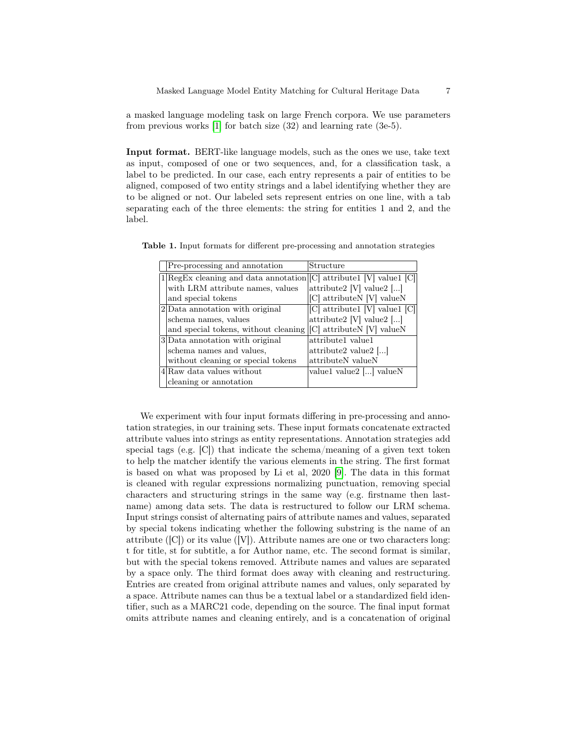a masked language modeling task on large French corpora. We use parameters from previous works [1] for batch size (32) and learning rate (3e-5).

**Input format.** BERT-like language models, such as the ones we use, take text as input, composed of one or two sequences, and, for a classification task, a label to be predicted. In our case, each entry represents a pair of entities to be aligned, composed of two entity strings and a label identifying whether they are to be aligned or not. Our labeled sets represent entries on one line, with a tab separating each of the three elements: the string for entities 1 and 2, and the label.

**Table 1.** Input formats for different pre-processing and annotation strategies

| | Pre-processing and annotation | Structure |
|---|---|---|
| 1 | RegEx cleaning and data annotation with LRM attribute names, values and special tokens | [C] attribute1 [V] value1 [C] attribute2 [V] value2 [...] [C] attributeN [V] valueN |
| 2 | Data annotation with original schema names, values and special tokens, without cleaning | [C] attribute1 [V] value1 [C] attribute2 [V] value2 [...] [C] attributeN [V] valueN |
| 3 | Data annotation with original schema names and values, without cleaning or special tokens | attribute1 value1 attribute2 value2 [...] attributeN valueN |
| 4 | Raw data values without cleaning or annotation | value1 value2 [...] valueN |

We experiment with four input formats differing in pre-processing and annotation strategies, in our training sets. These input formats concatenate extracted attribute values into strings as entity representations. Annotation strategies add special tags (e.g. [C]) that indicate the schema/meaning of a given text token to help the matcher identify the various elements in the string. The first format is based on what was proposed by Li et al, 2020 [9]. The data in this format is cleaned with regular expressions normalizing punctuation, removing special characters and structuring strings in the same way (e.g. firstname then lastname) among data sets. The data is restructured to follow our LRM schema. Input strings consist of alternating pairs of attribute names and values, separated by special tokens indicating whether the following substring is the name of an attribute ([C]) or its value ([V]). Attribute names are one or two characters long: t for title, st for subtitle, a for Author name, etc. The second format is similar, but with the special tokens removed. Attribute names and values are separated by a space only. The third format does away with cleaning and restructuring. Entries are created from original attribute names and values, only separated by a space. Attribute names can thus be a textual label or a standardized field identifier, such as a MARC21 code, depending on the source. The final input format omits attribute names and cleaning entirely, and is a concatenation of original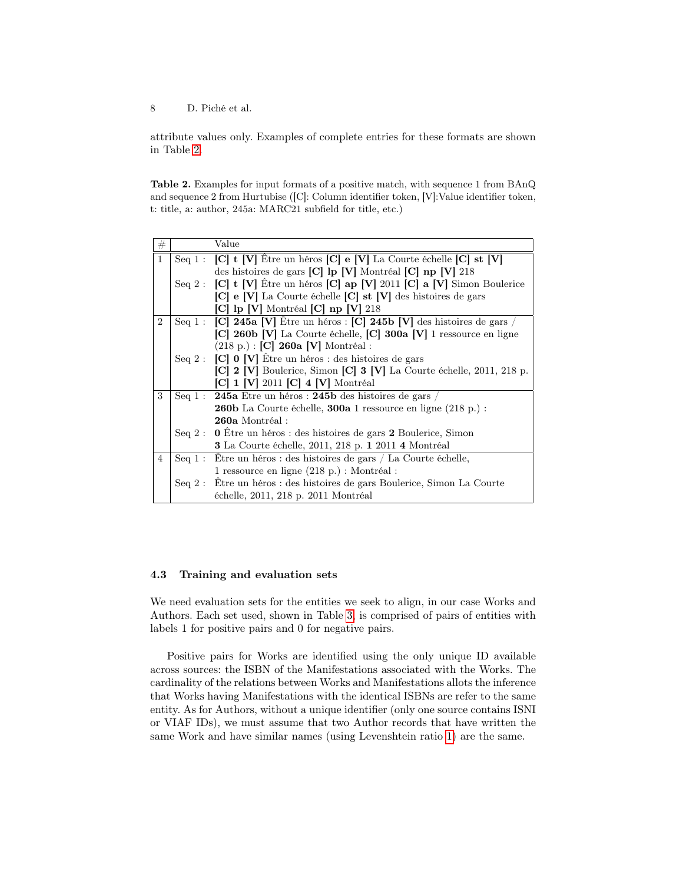attribute values only. Examples of complete entries for these formats are shown in Table 2.

**Table 2.** Examples for input formats of a positive match, with sequence 1 from BAnQ and sequence 2 from Hurtubise ([C]: Column identifier token, [V]:Value identifier token, t: title, a: author, 245a: MARC21 subfield for title, etc.)

| # | | Value |
|---|---|---|
| 1 | Seq 1 : | **[C] t [V]** Être un héros **[C] e [V]** La Courte échelle **[C] st [V]** des histoires de gars **[C] lp [V]** Montréal **[C] np [V]** 218 |
| | Seq 2 : | **[C] t [V]** Être un héros **[C] ap [V]** 2011 **[C] a [V]** Simon Boulerice **[C] e [V]** La Courte échelle **[C] st [V]** des histoires de gars **[C] lp [V]** Montréal **[C] np [V]** 218 |
| 2 | Seq 1 : | **[C] 245a [V]** Être un héros : **[C] 245b [V]** des histoires de gars / **[C] 260b [V]** La Courte échelle, **[C] 300a [V]** 1 ressource en ligne (218 p.) : **[C] 260a [V]** Montréal : |
| | Seq 2 : | **[C] 0 [V]** Être un héros : des histoires de gars **[C] 2 [V]** Boulerice, Simon **[C] 3 [V]** La Courte échelle, 2011, 218 p. **[C] 1 [V]** 2011 **[C] 4 [V]** Montréal |
| 3 | Seq 1 : | **245a** Être un héros : **245b** des histoires de gars / **260b** La Courte échelle, **300a** 1 ressource en ligne (218 p.) : **260a** Montréal : |
| | Seq 2 : | **0** Être un héros : des histoires de gars **2** Boulerice, Simon **3** La Courte échelle, 2011, 218 p. **1** 2011 **4** Montréal |
| 4 | Seq 1 : | Être un héros : des histoires de gars / La Courte échelle, 1 ressource en ligne (218 p.) : Montréal : |
| | Seq 2 : | Être un héros : des histoires de gars Boulerice, Simon La Courte échelle, 2011, 218 p. 2011 Montréal |

### 4.3 Training and evaluation sets

We need evaluation sets for the entities we seek to align, in our case Works and Authors. Each set used, shown in Table 3, is comprised of pairs of entities with labels 1 for positive pairs and 0 for negative pairs.

Positive pairs for Works are identified using the only unique ID available across sources: the ISBN of the Manifestations associated with the Works. The cardinality of the relations between Works and Manifestations allots the inference that Works having Manifestations with the identical ISBNs are refer to the same entity. As for Authors, without a unique identifier (only one source contains ISNI or VIAF IDs), we must assume that two Author records that have written the same Work and have similar names (using Levenshtein ratio 1) are the same.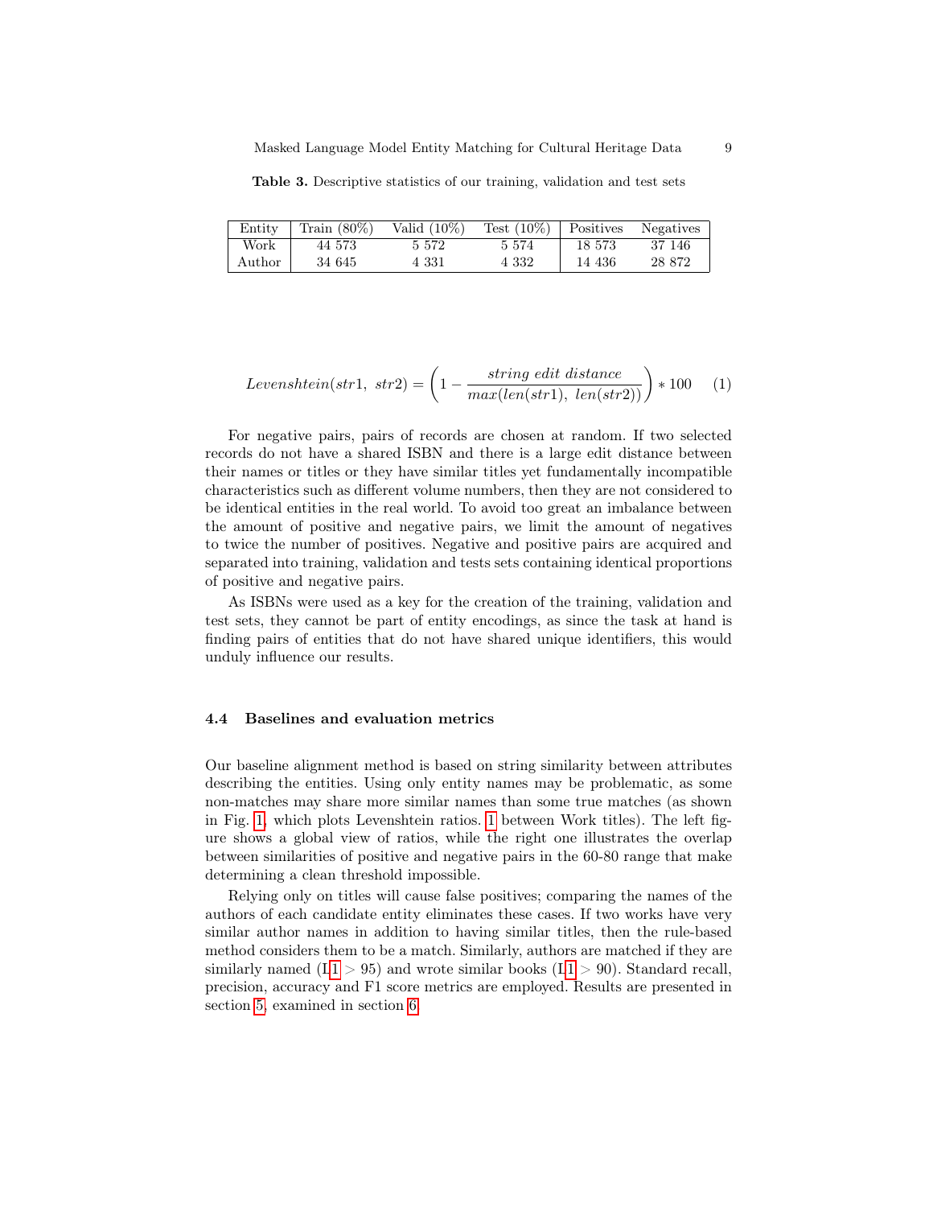**Table 3.** Descriptive statistics of our training, validation and test sets

| Entity | Train (80%) | Valid (10%) | Test (10%) | Positives | Negatives |
|---|---|---|---|---|---|
| Work | 44 573 | 5 572 | 5 574 | 18 573 | 37 146 |
| Author | 34 645 | 4 331 | 4 332 | 14 436 | 28 872 |

$$Levenshtein(str1,\ str2) = \left(1 - \frac{string\ edit\ distance}{max(len(str1),\ len(str2))}\right) * 100 \quad (1)$$

For negative pairs, pairs of records are chosen at random. If two selected records do not have a shared ISBN and there is a large edit distance between their names or titles or they have similar titles yet fundamentally incompatible characteristics such as different volume numbers, then they are not considered to be identical entities in the real world. To avoid too great an imbalance between the amount of positive and negative pairs, we limit the amount of negatives to twice the number of positives. Negative and positive pairs are acquired and separated into training, validation and tests sets containing identical proportions of positive and negative pairs.

As ISBNs were used as a key for the creation of the training, validation and test sets, they cannot be part of entity encodings, as since the task at hand is finding pairs of entities that do not have shared unique identifiers, this would unduly influence our results.

### 4.4 Baselines and evaluation metrics

Our baseline alignment method is based on string similarity between attributes describing the entities. Using only entity names may be problematic, as some non-matches may share more similar names than some true matches (as shown in Fig. 1, which plots Levenshtein ratios. 1 between Work titles). The left figure shows a global view of ratios, while the right one illustrates the overlap between similarities of positive and negative pairs in the 60-80 range that make determining a clean threshold impossible.

Relying only on titles will cause false positives; comparing the names of the authors of each candidate entity eliminates these cases. If two works have very similar author names in addition to having similar titles, then the rule-based method considers them to be a match. Similarly, authors are matched if they are similarly named (L1 $>$ 95) and wrote similar books (L1 $>$ 90). Standard recall, precision, accuracy and F1 score metrics are employed. Results are presented in section 5, examined in section 6.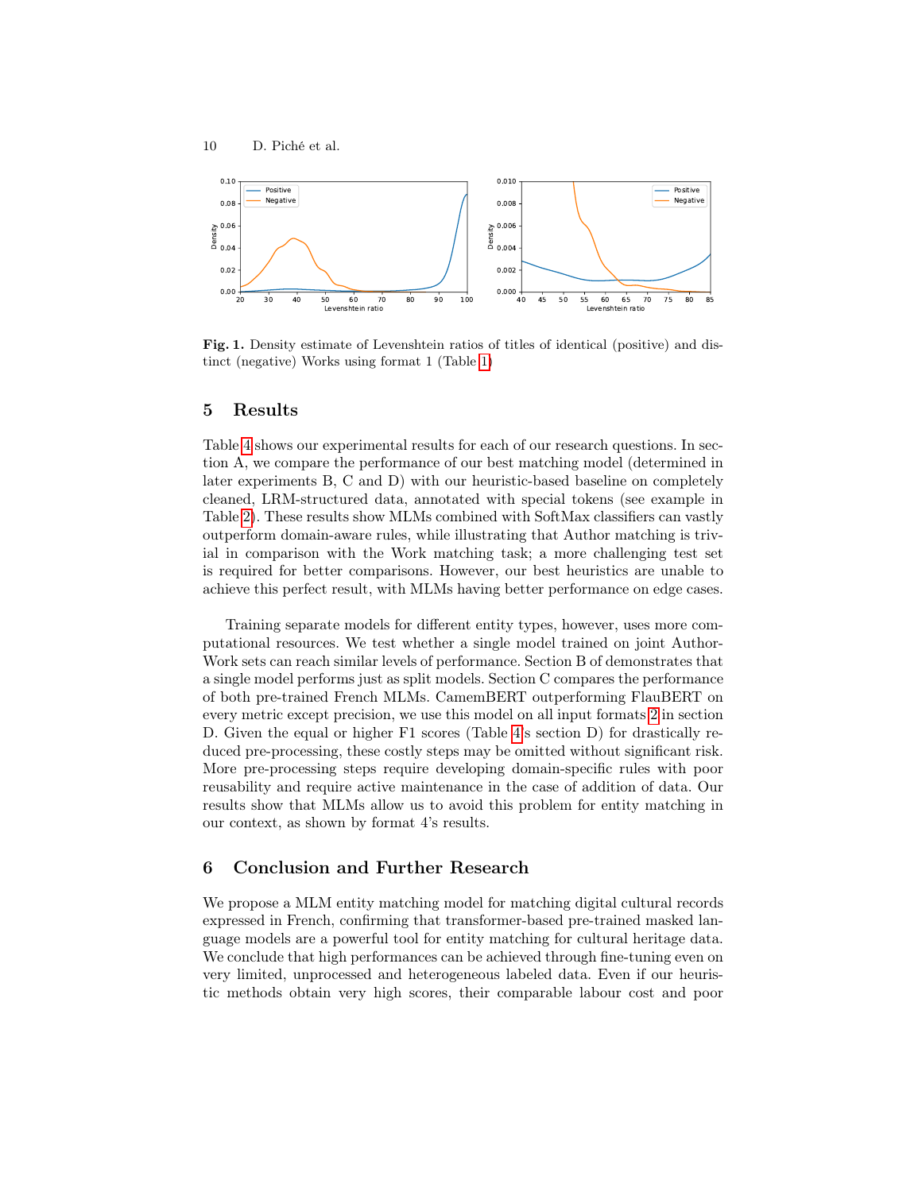**Fig. 1.** Density estimate of Levenshtein ratios of titles of identical (positive) and distinct (negative) Works using format 1 (Table 1)

## 5 Results

Table 4 shows our experimental results for each of our research questions. In section A, we compare the performance of our best matching model (determined in later experiments B, C and D) with our heuristic-based baseline on completely cleaned, LRM-structured data, annotated with special tokens (see example in Table 2). These results show MLMs combined with SoftMax classifiers can vastly outperform domain-aware rules, while illustrating that Author matching is trivial in comparison with the Work matching task; a more challenging test set is required for better comparisons. However, our best heuristics are unable to achieve this perfect result, with MLMs having better performance on edge cases.

Training separate models for different entity types, however, uses more computational resources. We test whether a single model trained on joint Author-Work sets can reach similar levels of performance. Section B of demonstrates that a single model performs just as split models. Section C compares the performance of both pre-trained French MLMs. CamemBERT outperforming FlauBERT on every metric except precision, we use this model on all input formats 2 in section D. Given the equal or higher F1 scores (Table 4's section D) for drastically reduced pre-processing, these costly steps may be omitted without significant risk. More pre-processing steps require developing domain-specific rules with poor reusability and require active maintenance in the case of addition of data. Our results show that MLMs allow us to avoid this problem for entity matching in our context, as shown by format 4's results.

## 6 Conclusion and Further Research

We propose a MLM entity matching model for matching digital cultural records expressed in French, confirming that transformer-based pre-trained masked language models are a powerful tool for entity matching for cultural heritage data. We conclude that high performances can be achieved through fine-tuning even on very limited, unprocessed and heterogeneous labeled data. Even if our heuristic methods obtain very high scores, their comparable labour cost and poor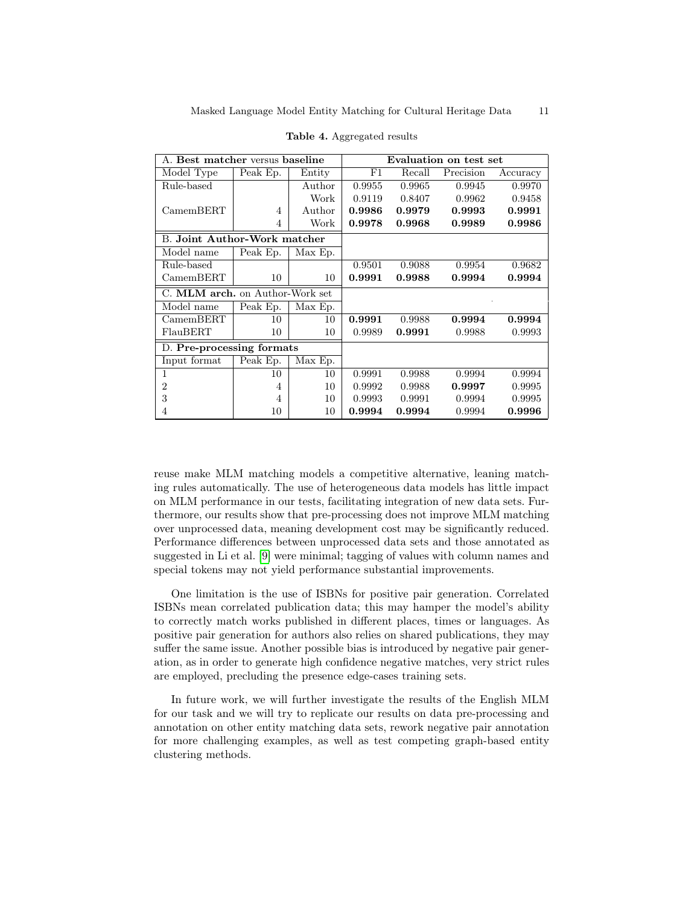**Table 4.** Aggregated results

| A. **Best matcher** versus **baseline** | | | **Evaluation on test set** | | | |
|---|---|---|---|---|---|---|
| Model Type | Peak Ep. | Entity | F1 | Recall | Precision | Accuracy |
| Rule-based | | Author | 0.9955 | 0.9965 | 0.9945 | 0.9970 |
| | | Work | 0.9119 | 0.8407 | 0.9962 | 0.9458 |
| CamemBERT | 4 | Author | **0.9986** | **0.9979** | **0.9993** | **0.9991** |
| | 4 | Work | **0.9978** | **0.9968** | **0.9989** | **0.9986** |
| B. **Joint Author-Work matcher** | | | | | | |
| Model name | Peak Ep. | Max Ep. | | | | |
| Rule-based | | | 0.9501 | 0.9088 | 0.9954 | 0.9682 |
| CamemBERT | 10 | 10 | **0.9991** | **0.9988** | **0.9994** | **0.9994** |
| C. **MLM arch.** on Author-Work set | | | | | | |
| Model name | Peak Ep. | Max Ep. | | | | |
| CamemBERT | 10 | 10 | **0.9991** | 0.9988 | **0.9994** | **0.9994** |
| FlauBERT | 10 | 10 | 0.9989 | **0.9991** | 0.9988 | 0.9993 |
| D. **Pre-processing formats** | | | | | | |
| Input format | Peak Ep. | Max Ep. | | | | |
| 1 | 10 | 10 | 0.9991 | 0.9988 | 0.9994 | 0.9994 |
| 2 | 4 | 10 | 0.9992 | 0.9988 | **0.9997** | 0.9995 |
| 3 | 4 | 10 | 0.9993 | 0.9991 | 0.9994 | 0.9995 |
| 4 | 10 | 10 | **0.9994** | **0.9994** | 0.9994 | **0.9996** |

reuse make MLM matching models a competitive alternative, leaning matching rules automatically. The use of heterogeneous data models has little impact on MLM performance in our tests, facilitating integration of new data sets. Furthermore, our results show that pre-processing does not improve MLM matching over unprocessed data, meaning development cost may be significantly reduced. Performance differences between unprocessed data sets and those annotated as suggested in Li et al. [9] were minimal; tagging of values with column names and special tokens may not yield performance substantial improvements.

One limitation is the use of ISBNs for positive pair generation. Correlated ISBNs mean correlated publication data; this may hamper the model's ability to correctly match works published in different places, times or languages. As positive pair generation for authors also relies on shared publications, they may suffer the same issue. Another possible bias is introduced by negative pair generation, as in order to generate high confidence negative matches, very strict rules are employed, precluding the presence edge-cases training sets.

In future work, we will further investigate the results of the English MLM for our task and we will try to replicate our results on data pre-processing and annotation on other entity matching data sets, rework negative pair annotation for more challenging examples, as well as test competing graph-based entity clustering methods.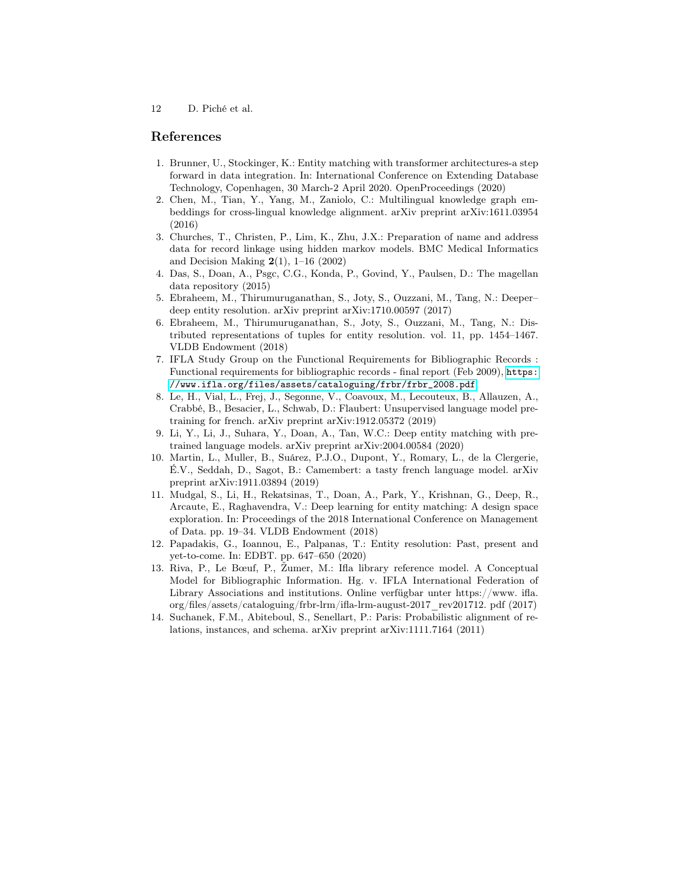## References

1. Brunner, U., Stockinger, K.: Entity matching with transformer architectures-a step forward in data integration. In: International Conference on Extending Database Technology, Copenhagen, 30 March-2 April 2020. OpenProceedings (2020)
2. Chen, M., Tian, Y., Yang, M., Zaniolo, C.: Multilingual knowledge graph embeddings for cross-lingual knowledge alignment. arXiv preprint arXiv:1611.03954 (2016)
3. Churches, T., Christen, P., Lim, K., Zhu, J.X.: Preparation of name and address data for record linkage using hidden markov models. BMC Medical Informatics and Decision Making **2**(1), 1–16 (2002)
4. Das, S., Doan, A., Psgc, C.G., Konda, P., Govind, Y., Paulsen, D.: The magellan data repository (2015)
5. Ebraheem, M., Thirumuruganathan, S., Joty, S., Ouzzani, M., Tang, N.: Deeper–deep entity resolution. arXiv preprint arXiv:1710.00597 (2017)
6. Ebraheem, M., Thirumuruganathan, S., Joty, S., Ouzzani, M., Tang, N.: Distributed representations of tuples for entity resolution. vol. 11, pp. 1454–1467. VLDB Endowment (2018)
7. IFLA Study Group on the Functional Requirements for Bibliographic Records : Functional requirements for bibliographic records - final report (Feb 2009), https://www.ifla.org/files/assets/cataloguing/frbr/frbr_2008.pdf
8. Le, H., Vial, L., Frej, J., Segonne, V., Coavoux, M., Lecouteux, B., Allauzen, A., Crabbé, B., Besacier, L., Schwab, D.: Flaubert: Unsupervised language model pretraining for french. arXiv preprint arXiv:1912.05372 (2019)
9. Li, Y., Li, J., Suhara, Y., Doan, A., Tan, W.C.: Deep entity matching with pretrained language models. arXiv preprint arXiv:2004.00584 (2020)
10. Martin, L., Muller, B., Suárez, P.J.O., Dupont, Y., Romary, L., de la Clergerie, É.V., Seddah, D., Sagot, B.: Camembert: a tasty french language model. arXiv preprint arXiv:1911.03894 (2019)
11. Mudgal, S., Li, H., Rekatsinas, T., Doan, A., Park, Y., Krishnan, G., Deep, R., Arcaute, E., Raghavendra, V.: Deep learning for entity matching: A design space exploration. In: Proceedings of the 2018 International Conference on Management of Data. pp. 19–34. VLDB Endowment (2018)
12. Papadakis, G., Ioannou, E., Palpanas, T.: Entity resolution: Past, present and yet-to-come. In: EDBT. pp. 647–650 (2020)
13. Riva, P., Le Bœuf, P., Žumer, M.: Ifla library reference model. A Conceptual Model for Bibliographic Information. Hg. v. IFLA International Federation of Library Associations and institutions. Online verfügbar unter https://www. ifla. org/files/assets/cataloguing/frbr-lrm/ifla-lrm-august-2017_rev201712. pdf (2017)
14. Suchanek, F.M., Abiteboul, S., Senellart, P.: Paris: Probabilistic alignment of relations, instances, and schema. arXiv preprint arXiv:1111.7164 (2011)